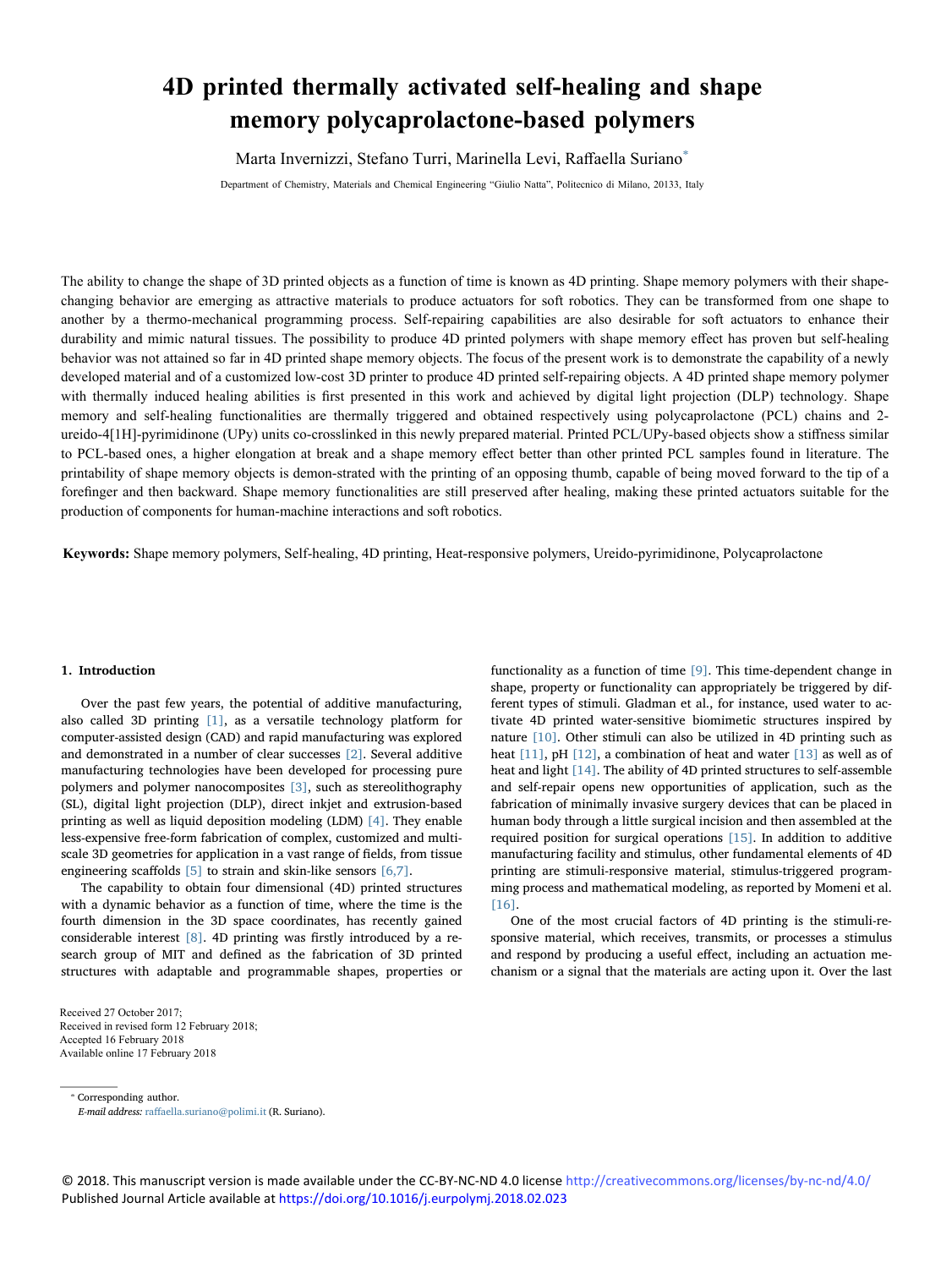# 4D printed thermally activated self-healing and shape memory polycaprolactone-based polymers

Marta Invernizzi, Stefano Turri, Marinella Levi, Raffaella Suriano*

Department of Chemistry, Materials and Chemical Engineering "Giulio Natta", Politecnico di Milano, 20133, Italy

The ability to change the shape of 3D printed objects as a function of time is known as 4D printing. Shape memory polymers with their shape-changing behavior are emerging as attractive materials to produce actuators for soft robotics. They can be transformed from one shape to another by a thermo-mechanical programming process. Self-repairing capabilities are also desirable for soft actuators to enhance their durability and mimic natural tissues. The possibility to produce 4D printed polymers with shape memory effect has proven but self-healing behavior was not attained so far in 4D printed shape memory objects. The focus of the present work is to demonstrate the capability of a newly developed material and of a customized low-cost 3D printer to produce 4D printed self-repairing objects. A 4D printed shape memory polymer with thermally induced healing abilities is first presented in this work and achieved by digital light projection (DLP) technology. Shape memory and self-healing functionalities are thermally triggered and obtained respectively using polycaprolactone (PCL) chains and 2-ureido-4[1H]-pyrimidinone (UPy) units co-crosslinked in this newly prepared material. Printed PCL/UPy-based objects show a stiffness similar to PCL-based ones, a higher elongation at break and a shape memory effect better than other printed PCL samples found in literature. The printability of shape memory objects is demon-strated with the printing of an opposing thumb, capable of being moved forward to the tip of a forefinger and then backward. Shape memory functionalities are still preserved after healing, making these printed actuators suitable for the production of components for human-machine interactions and soft robotics.

**Keywords:** Shape memory polymers, Self-healing, 4D printing, Heat-responsive polymers, Ureido-pyrimidinone, Polycaprolactone

## 1. Introduction

Over the past few years, the potential of additive manufacturing, also called 3D printing [1], as a versatile technology platform for computer-assisted design (CAD) and rapid manufacturing was explored and demonstrated in a number of clear successes [2]. Several additive manufacturing technologies have been developed for processing pure polymers and polymer nanocomposites [3], such as stereolithography (SL), digital light projection (DLP), direct inkjet and extrusion-based printing as well as liquid deposition modeling (LDM) [4]. They enable less-expensive free-form fabrication of complex, customized and multi-scale 3D geometries for application in a vast range of fields, from tissue engineering scaffolds [5] to strain and skin-like sensors [6,7].

The capability to obtain four dimensional (4D) printed structures with a dynamic behavior as a function of time, where the time is the fourth dimension in the 3D space coordinates, has recently gained considerable interest [8]. 4D printing was firstly introduced by a research group of MIT and defined as the fabrication of 3D printed structures with adaptable and programmable shapes, properties or functionality as a function of time [9]. This time-dependent change in shape, property or functionality can appropriately be triggered by different types of stimuli. Gladman et al., for instance, used water to activate 4D printed water-sensitive biomimetic structures inspired by nature [10]. Other stimuli can also be utilized in 4D printing such as heat [11], pH [12], a combination of heat and water [13] as well as of heat and light [14]. The ability of 4D printed structures to self-assemble and self-repair opens new opportunities of application, such as the fabrication of minimally invasive surgery devices that can be placed in human body through a little surgical incision and then assembled at the required position for surgical operations [15]. In addition to additive manufacturing facility and stimulus, other fundamental elements of 4D printing are stimuli-responsive material, stimulus-triggered programming process and mathematical modeling, as reported by Momeni et al. [16].

One of the most crucial factors of 4D printing is the stimuli-responsive material, which receives, transmits, or processes a stimulus and respond by producing a useful effect, including an actuation mechanism or a signal that the materials are acting upon it. Over the last

Received 27 October 2017;
Received in revised form 12 February 2018;
Accepted 16 February 2018
Available online 17 February 2018

* Corresponding author.
*E-mail address:* raffaella.suriano@polimi.it (R. Suriano).

© 2018. This manuscript version is made available under the CC-BY-NC-ND 4.0 license http://creativecommons.org/licenses/by-nc-nd/4.0/
Published Journal Article available at https://doi.org/10.1016/j.eurpolymj.2018.02.023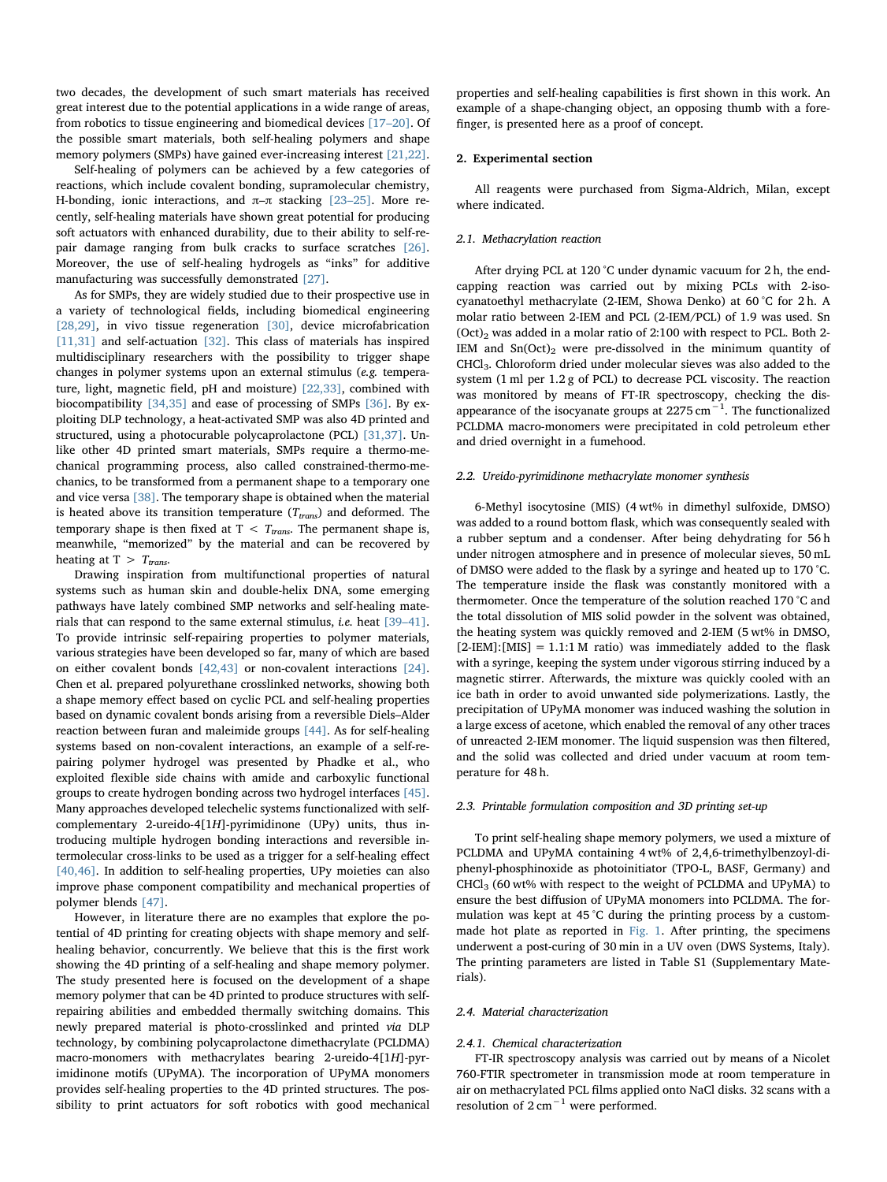two decades, the development of such smart materials has received great interest due to the potential applications in a wide range of areas, from robotics to tissue engineering and biomedical devices [17–20]. Of the possible smart materials, both self-healing polymers and shape memory polymers (SMPs) have gained ever-increasing interest [21,22].

Self-healing of polymers can be achieved by a few categories of reactions, which include covalent bonding, supramolecular chemistry, H-bonding, ionic interactions, and π–π stacking [23–25]. More recently, self-healing materials have shown great potential for producing soft actuators with enhanced durability, due to their ability to self-repair damage ranging from bulk cracks to surface scratches [26]. Moreover, the use of self-healing hydrogels as "inks" for additive manufacturing was successfully demonstrated [27].

As for SMPs, they are widely studied due to their prospective use in a variety of technological fields, including biomedical engineering [28,29], in vivo tissue regeneration [30], device microfabrication [11,31] and self-actuation [32]. This class of materials has inspired multidisciplinary researchers with the possibility to trigger shape changes in polymer systems upon an external stimulus (*e.g.* temperature, light, magnetic field, pH and moisture) [22,33], combined with biocompatibility [34,35] and ease of processing of SMPs [36]. By exploiting DLP technology, a heat-activated SMP was also 4D printed and structured, using a photocurable polycaprolactone (PCL) [31,37]. Unlike other 4D printed smart materials, SMPs require a thermo-mechanical programming process, also called constrained-thermo-mechanics, to be transformed from a permanent shape to a temporary one and vice versa [38]. The temporary shape is obtained when the material is heated above its transition temperature ($T_{trans}$) and deformed. The temporary shape is then fixed at $T < T_{trans}$. The permanent shape is, meanwhile, "memorized" by the material and can be recovered by heating at $T > T_{trans}$.

Drawing inspiration from multifunctional properties of natural systems such as human skin and double-helix DNA, some emerging pathways have lately combined SMP networks and self-healing materials that can respond to the same external stimulus, *i.e.* heat [39–41]. To provide intrinsic self-repairing properties to polymer materials, various strategies have been developed so far, many of which are based on either covalent bonds [42,43] or non-covalent interactions [24]. Chen et al. prepared polyurethane crosslinked networks, showing both a shape memory effect based on cyclic PCL and self-healing properties based on dynamic covalent bonds arising from a reversible Diels–Alder reaction between furan and maleimide groups [44]. As for self-healing systems based on non-covalent interactions, an example of a self-repairing polymer hydrogel was presented by Phadke et al., who exploited flexible side chains with amide and carboxylic functional groups to create hydrogen bonding across two hydrogel interfaces [45]. Many approaches developed telechelic systems functionalized with self-complementary 2-ureido-4[1*H*]-pyrimidinone (UPy) units, thus introducing multiple hydrogen bonding interactions and reversible intermolecular cross-links to be used as a trigger for a self-healing effect [40,46]. In addition to self-healing properties, UPy moieties can also improve phase component compatibility and mechanical properties of polymer blends [47].

However, in literature there are no examples that explore the potential of 4D printing for creating objects with shape memory and self-healing behavior, concurrently. We believe that this is the first work showing the 4D printing of a self-healing and shape memory polymer. The study presented here is focused on the development of a shape memory polymer that can be 4D printed to produce structures with self-repairing abilities and embedded thermally switching domains. This newly prepared material is photo-crosslinked and printed *via* DLP technology, by combining polycaprolactone dimethacrylate (PCLDMA) macro-monomers with methacrylates bearing 2-ureido-4[1*H*]-pyrimidinone motifs (UPyMA). The incorporation of UPyMA monomers provides self-healing properties to the 4D printed structures. The possibility to print actuators for soft robotics with good mechanical properties and self-healing capabilities is first shown in this work. An example of a shape-changing object, an opposing thumb with a forefinger, is presented here as a proof of concept.

## 2. Experimental section

All reagents were purchased from Sigma-Aldrich, Milan, except where indicated.

### 2.1. Methacrylation reaction

After drying PCL at 120 °C under dynamic vacuum for 2 h, the end-capping reaction was carried out by mixing PCLs with 2-isocyanatoethyl methacrylate (2-IEM, Showa Denko) at 60 °C for 2 h. A molar ratio between 2-IEM and PCL (2-IEM/PCL) of 1.9 was used. $Sn(Oct)_2$ was added in a molar ratio of 2:100 with respect to PCL. Both 2-IEM and $Sn(Oct)_2$ were pre-dissolved in the minimum quantity of $CHCl_3$. Chloroform dried under molecular sieves was also added to the system (1 ml per 1.2 g of PCL) to decrease PCL viscosity. The reaction was monitored by means of FT-IR spectroscopy, checking the disappearance of the isocyanate groups at 2275 $cm^{-1}$. The functionalized PCLDMA macro-monomers were precipitated in cold petroleum ether and dried overnight in a fumehood.

### 2.2. Ureido-pyrimidinone methacrylate monomer synthesis

6-Methyl isocytosine (MIS) (4 wt% in dimethyl sulfoxide, DMSO) was added to a round bottom flask, which was consequently sealed with a rubber septum and a condenser. After being dehydrating for 56 h under nitrogen atmosphere and in presence of molecular sieves, 50 mL of DMSO were added to the flask by a syringe and heated up to 170 °C. The temperature inside the flask was constantly monitored with a thermometer. Once the temperature of the solution reached 170 °C and the total dissolution of MIS solid powder in the solvent was obtained, the heating system was quickly removed and 2-IEM (5 wt% in DMSO, [2-IEM]:[MIS] = 1.1:1 M ratio) was immediately added to the flask with a syringe, keeping the system under vigorous stirring induced by a magnetic stirrer. Afterwards, the mixture was quickly cooled with an ice bath in order to avoid unwanted side polymerizations. Lastly, the precipitation of UPyMA monomer was induced washing the solution in a large excess of acetone, which enabled the removal of any other traces of unreacted 2-IEM monomer. The liquid suspension was then filtered, and the solid was collected and dried under vacuum at room temperature for 48 h.

### 2.3. Printable formulation composition and 3D printing set-up

To print self-healing shape memory polymers, we used a mixture of PCLDMA and UPyMA containing 4 wt% of 2,4,6-trimethylbenzoyl-diphenyl-phosphinoxide as photoinitiator (TPO-L, BASF, Germany) and $CHCl_3$ (60 wt% with respect to the weight of PCLDMA and UPyMA) to ensure the best diffusion of UPyMA monomers into PCLDMA. The formulation was kept at 45 °C during the printing process by a custom-made hot plate as reported in Fig. 1. After printing, the specimens underwent a post-curing of 30 min in a UV oven (DWS Systems, Italy). The printing parameters are listed in Table S1 (Supplementary Materials).

### 2.4. Material characterization

#### 2.4.1. Chemical characterization

FT-IR spectroscopy analysis was carried out by means of a Nicolet 760-FTIR spectrometer in transmission mode at room temperature in air on methacrylated PCL films applied onto NaCl disks. 32 scans with a resolution of 2 $cm^{-1}$ were performed.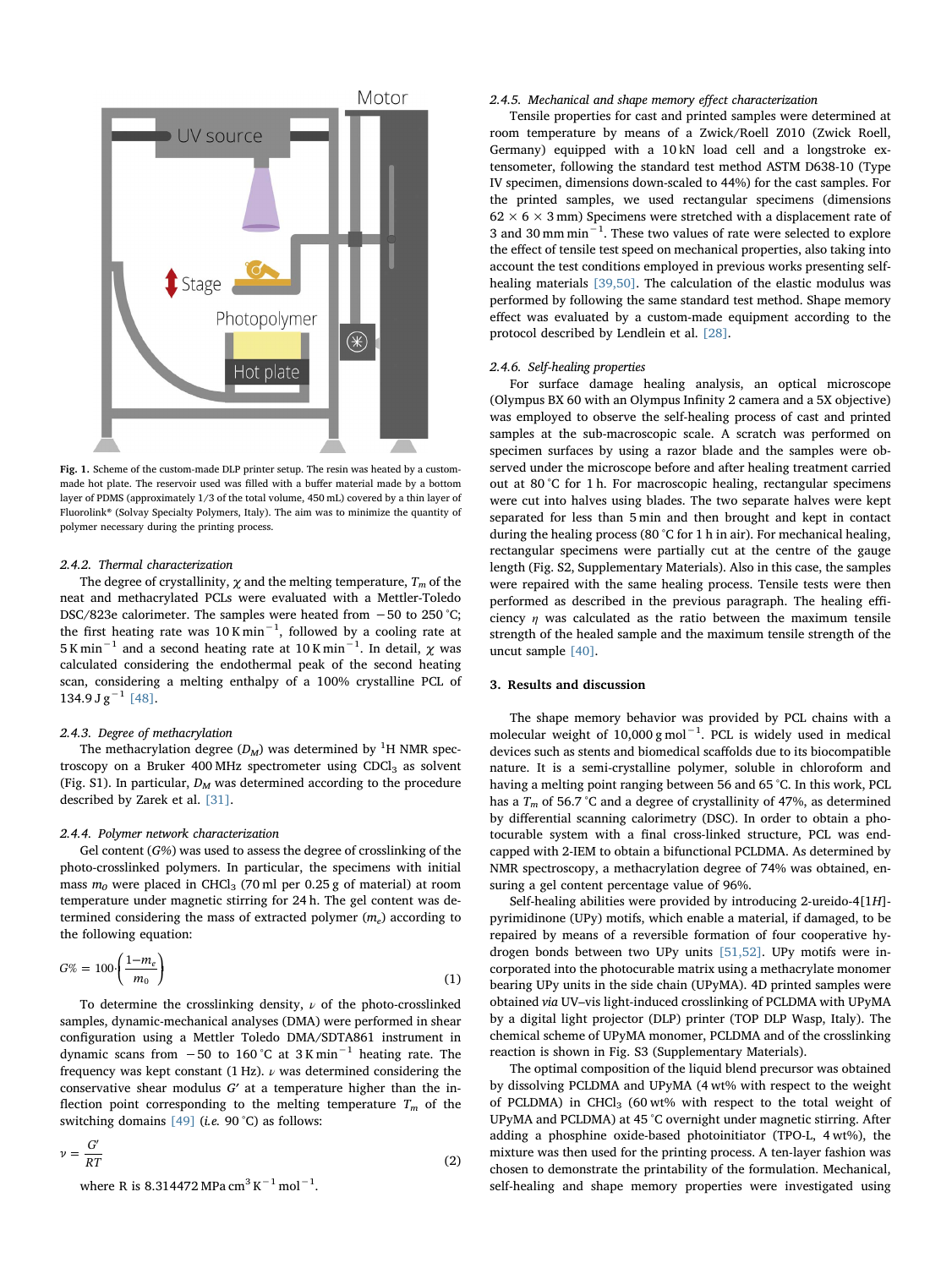Fig. 1. Scheme of the custom-made DLP printer setup. The resin was heated by a custom-made hot plate. The reservoir used was filled with a buffer material made by a bottom layer of PDMS (approximately 1/3 of the total volume, 450 mL) covered by a thin layer of Fluorolink® (Solvay Specialty Polymers, Italy). The aim was to minimize the quantity of polymer necessary during the printing process.

### 2.4.2. Thermal characterization

The degree of crystallinity, $\chi$ and the melting temperature, $T_m$ of the neat and methacrylated PCLs were evaluated with a Mettler-Toledo DSC/823e calorimeter. The samples were heated from −50 to 250 °C; the first heating rate was 10 K min$^{-1}$, followed by a cooling rate at 5 K min$^{-1}$ and a second heating rate at 10 K min$^{-1}$. In detail, $\chi$ was calculated considering the endothermal peak of the second heating scan, considering a melting enthalpy of a 100% crystalline PCL of 134.9 J g$^{-1}$ [48].

### 2.4.3. Degree of methacrylation

The methacrylation degree ($D_M$) was determined by $^1$H NMR spectroscopy on a Bruker 400 MHz spectrometer using $CDCl_3$ as solvent (Fig. S1). In particular, $D_M$ was determined according to the procedure described by Zarek et al. [31].

### 2.4.4. Polymer network characterization

Gel content ($G\%$) was used to assess the degree of crosslinking of the photo-crosslinked polymers. In particular, the specimens with initial mass $m_0$ were placed in $CHCl_3$ (70 ml per 0.25 g of material) at room temperature under magnetic stirring for 24 h. The gel content was determined considering the mass of extracted polymer ($m_e$) according to the following equation:

$$G\% = 100 \cdot \left( \frac{1 - m_e}{m_0} \right) \tag{1}$$

To determine the crosslinking density, $\nu$ of the photo-crosslinked samples, dynamic-mechanical analyses (DMA) were performed in shear configuration using a Mettler Toledo DMA/SDTA861 instrument in dynamic scans from −50 to 160 °C at 3 K min$^{-1}$ heating rate. The frequency was kept constant (1 Hz). $\nu$ was determined considering the conservative shear modulus $G'$ at a temperature higher than the inflection point corresponding to the melting temperature $T_m$ of the switching domains [49] (*i.e.* 90 °C) as follows:

$$\nu = \frac{G'}{RT} \tag{2}$$

where R is 8.314472 MPa cm$^3$ K$^{-1}$ mol$^{-1}$.

### 2.4.5. Mechanical and shape memory effect characterization

Tensile properties for cast and printed samples were determined at room temperature by means of a Zwick/Roell Z010 (Zwick Roell, Germany) equipped with a 10 kN load cell and a longstroke extensometer, following the standard test method ASTM D638-10 (Type IV specimen, dimensions down-scaled to 44%) for the cast samples. For the printed samples, we used rectangular specimens (dimensions 62 × 6 × 3 mm) Specimens were stretched with a displacement rate of 3 and 30 mm min$^{-1}$. These two values of rate were selected to explore the effect of tensile test speed on mechanical properties, also taking into account the test conditions employed in previous works presenting self-healing materials [39,50]. The calculation of the elastic modulus was performed by following the same standard test method. Shape memory effect was evaluated by a custom-made equipment according to the protocol described by Lendlein et al. [28].

### 2.4.6. Self-healing properties

For surface damage healing analysis, an optical microscope (Olympus BX 60 with an Olympus Infinity 2 camera and a 5X objective) was employed to observe the self-healing process of cast and printed samples at the sub-macroscopic scale. A scratch was performed on specimen surfaces by using a razor blade and the samples were observed under the microscope before and after healing treatment carried out at 80 °C for 1 h. For macroscopic healing, rectangular specimens were cut into halves using blades. The two separate halves were kept separated for less than 5 min and then brought and kept in contact during the healing process (80 °C for 1 h in air). For mechanical healing, rectangular specimens were partially cut at the centre of the gauge length (Fig. S2, Supplementary Materials). Also in this case, the samples were repaired with the same healing process. Tensile tests were then performed as described in the previous paragraph. The healing efficiency $\eta$ was calculated as the ratio between the maximum tensile strength of the healed sample and the maximum tensile strength of the uncut sample [40].

## 3. Results and discussion

The shape memory behavior was provided by PCL chains with a molecular weight of 10,000 g mol$^{-1}$. PCL is widely used in medical devices such as stents and biomedical scaffolds due to its biocompatible nature. It is a semi-crystalline polymer, soluble in chloroform and having a melting point ranging between 56 and 65 °C. In this work, PCL has a $T_m$ of 56.7 °C and a degree of crystallinity of 47%, as determined by differential scanning calorimetry (DSC). In order to obtain a photocurable system with a final cross-linked structure, PCL was end-capped with 2-IEM to obtain a bifunctional PCLDMA. As determined by NMR spectroscopy, a methacrylation degree of 74% was obtained, ensuring a gel content percentage value of 96%.

Self-healing abilities were provided by introducing 2-ureido-4[1*H*]-pyrimidinone (UPy) motifs, which enable a material, if damaged, to be repaired by means of a reversible formation of four cooperative hydrogen bonds between two UPy units [51,52]. UPy motifs were incorporated into the photocurable matrix using a methacrylate monomer bearing UPy units in the side chain (UPyMA). 4D printed samples were obtained *via* UV–vis light-induced crosslinking of PCLDMA with UPyMA by a digital light projector (DLP) printer (TOP DLP Wasp, Italy). The chemical scheme of UPyMA monomer, PCLDMA and of the crosslinking reaction is shown in Fig. S3 (Supplementary Materials).

The optimal composition of the liquid blend precursor was obtained by dissolving PCLDMA and UPyMA (4 wt% with respect to the weight of PCLDMA) in $CHCl_3$ (60 wt% with respect to the total weight of UPyMA and PCLDMA) at 45 °C overnight under magnetic stirring. After adding a phosphine oxide-based photoinitiator (TPO-L, 4 wt%), the mixture was then used for the printing process. A ten-layer fashion was chosen to demonstrate the printability of the formulation. Mechanical, self-healing and shape memory properties were investigated using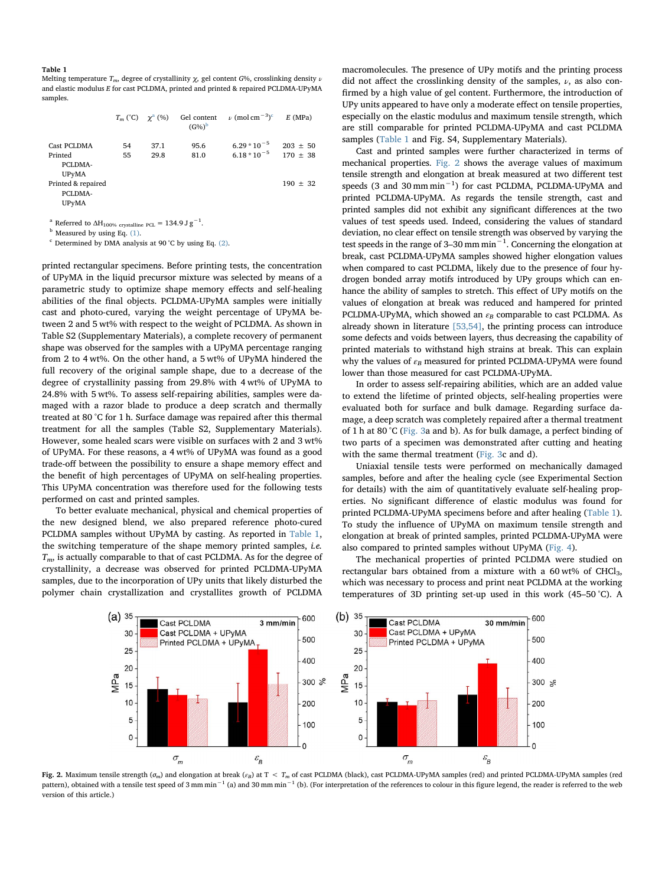**Table 1**
Melting temperature $T_m$, degree of crystallinity $\chi$, gel content $G\%$, crosslinking density $\nu$ and elastic modulus $E$ for cast PCLDMA, printed and printed & repaired PCLDMA-UPyMA samples.

| | $T_m$ (°C) | $\chi^{a}$ (%) | Gel content (G%)[b] | $\nu$ (mol cm$^{-3}$)[c] | $E$ (MPa) |
|---|---|---|---|---|---|
| Cast PCLDMA | 54 | 37.1 | 95.6 | $6.29 * 10^{-5}$ | 203 ± 50 |
| Printed PCLDMA-UPyMA | 55 | 29.8 | 81.0 | $6.18 * 10^{-5}$ | 170 ± 38 |
| Printed & repaired PCLDMA-UPyMA | | | | | 190 ± 32 |

[a] Referred to $\Delta H_{100\%\ crystalline\ PCL} = 134.9\ J\ g^{-1}$.
[b] Measured by using Eq. (1).
[c] Determined by DMA analysis at 90 °C by using Eq. (2).

printed rectangular specimens. Before printing tests, the concentration of UPyMA in the liquid precursor mixture was selected by means of a parametric study to optimize shape memory effects and self-healing abilities of the final objects. PCLDMA-UPyMA samples were initially cast and photo-cured, varying the weight percentage of UPyMA between 2 and 5 wt% with respect to the weight of PCLDMA. As shown in Table S2 (Supplementary Materials), a complete recovery of permanent shape was observed for the samples with a UPyMA percentage ranging from 2 to 4 wt%. On the other hand, a 5 wt% of UPyMA hindered the full recovery of the original sample shape, due to a decrease of the degree of crystallinity passing from 29.8% with 4 wt% of UPyMA to 24.8% with 5 wt%. To assess self-repairing abilities, samples were damaged with a razor blade to produce a deep scratch and thermally treated at 80 °C for 1 h. Surface damage was repaired after this thermal treatment for all the samples (Table S2, Supplementary Materials). However, some healed scars were visible on surfaces with 2 and 3 wt% of UPyMA. For these reasons, a 4 wt% of UPyMA was found as a good trade-off between the possibility to ensure a shape memory effect and the benefit of high percentages of UPyMA on self-healing properties. This UPyMA concentration was therefore used for the following tests performed on cast and printed samples.

To better evaluate mechanical, physical and chemical properties of the new designed blend, we also prepared reference photo-cured PCLDMA samples without UPyMA by casting. As reported in Table 1, the switching temperature of the shape memory printed samples, *i.e.* $T_m$, is actually comparable to that of cast PCLDMA. As for the degree of crystallinity, a decrease was observed for printed PCLDMA-UPyMA samples, due to the incorporation of UPy units that likely disturbed the polymer chain crystallization and crystallites growth of PCLDMA macromolecules. The presence of UPy motifs and the printing process did not affect the crosslinking density of the samples, $\nu$, as also confirmed by a high value of gel content. Furthermore, the introduction of UPy units appeared to have only a moderate effect on tensile properties, especially on the elastic modulus and maximum tensile strength, which are still comparable for printed PCLDMA-UPyMA and cast PCLDMA samples (Table 1 and Fig. S4, Supplementary Materials).

Cast and printed samples were further characterized in terms of mechanical properties. Fig. 2 shows the average values of maximum tensile strength and elongation at break measured at two different test speeds (3 and 30 mm min$^{-1}$) for cast PCLDMA, PCLDMA-UPyMA and printed PCLDMA-UPyMA. As regards the tensile strength, cast and printed samples did not exhibit any significant differences at the two values of test speeds used. Indeed, considering the values of standard deviation, no clear effect on tensile strength was observed by varying the test speeds in the range of 3–30 mm min$^{-1}$. Concerning the elongation at break, cast PCLDMA-UPyMA samples showed higher elongation values when compared to cast PCLDMA, likely due to the presence of four hydrogen bonded array motifs introduced by UPy groups which can enhance the ability of samples to stretch. This effect of UPy motifs on the values of elongation at break was reduced and hampered for printed PCLDMA-UPyMA, which showed an $\varepsilon_B$ comparable to cast PCLDMA. As already shown in literature [53,54], the printing process can introduce some defects and voids between layers, thus decreasing the capability of printed materials to withstand high strains at break. This can explain why the values of $\varepsilon_B$ measured for printed PCLDMA-UPyMA were found lower than those measured for cast PCLDMA-UPyMA.

In order to assess self-repairing abilities, which are an added value to extend the lifetime of printed objects, self-healing properties were evaluated both for surface and bulk damage. Regarding surface damage, a deep scratch was completely repaired after a thermal treatment of 1 h at 80 °C (Fig. 3a and b). As for bulk damage, a perfect binding of two parts of a specimen was demonstrated after cutting and heating with the same thermal treatment (Fig. 3c and d).

Uniaxial tensile tests were performed on mechanically damaged samples, before and after the healing cycle (see Experimental Section for details) with the aim of quantitatively evaluate self-healing properties. No significant difference of elastic modulus was found for printed PCLDMA-UPyMA specimens before and after healing (Table 1). To study the influence of UPyMA on maximum tensile strength and elongation at break of printed samples, printed PCLDMA-UPyMA were also compared to printed samples without UPyMA (Fig. 4).

The mechanical properties of printed PCLDMA were studied on rectangular bars obtained from a mixture with a 60 wt% of $CHCl_3$, which was necessary to process and print neat PCLDMA at the working temperatures of 3D printing set-up used in this work (45–50 °C). A

**Fig. 2.** Maximum tensile strength ($\sigma_m$) and elongation at break ($\varepsilon_B$) at T < $T_m$ of cast PCLDMA (black), cast PCLDMA-UPyMA samples (red) and printed PCLDMA-UPyMA samples (red pattern), obtained with a tensile test speed of 3 mm min$^{-1}$ (a) and 30 mm min$^{-1}$ (b). (For interpretation of the references to colour in this figure legend, the reader is referred to the web version of this article.)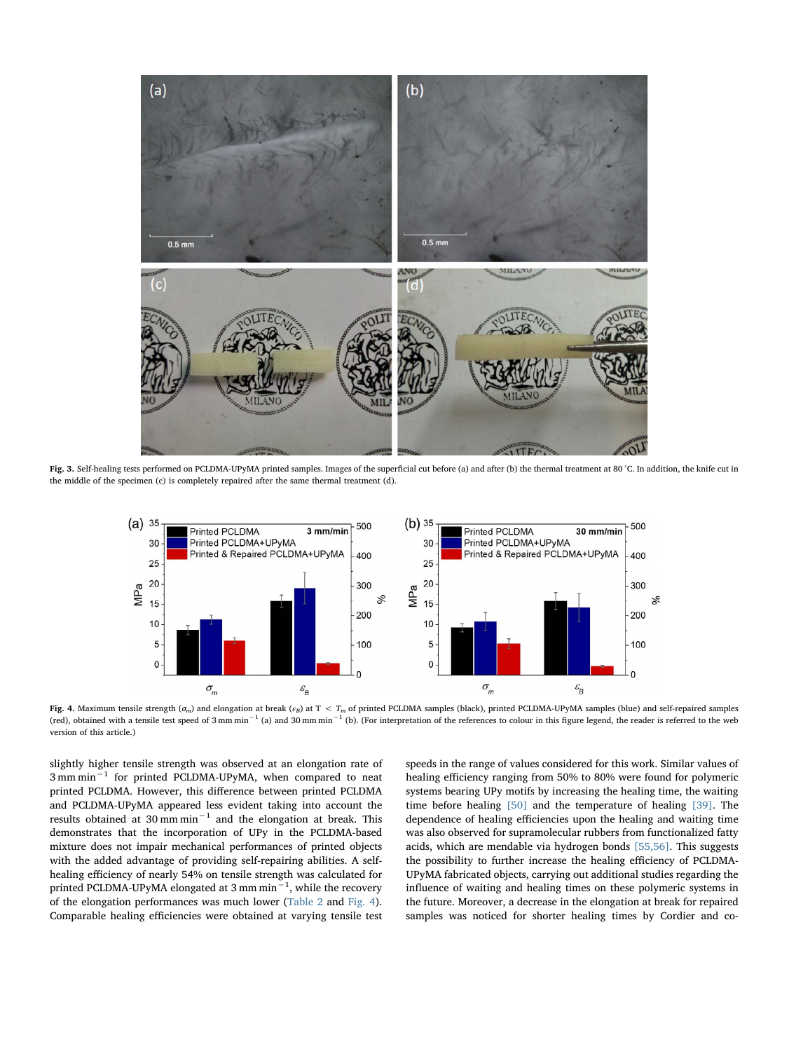Fig. 3. Self-healing tests performed on PCLDMA-UPyMA printed samples. Images of the superficial cut before (a) and after (b) the thermal treatment at 80 °C. In addition, the knife cut in the middle of the specimen (c) is completely repaired after the same thermal treatment (d).

Fig. 4. Maximum tensile strength ($\sigma_m$) and elongation at break ($\varepsilon_B$) at T < $T_m$ of printed PCLDMA samples (black), printed PCLDMA-UPyMA samples (blue) and self-repaired samples (red), obtained with a tensile test speed of 3 mm min$^{-1}$ (a) and 30 mm min$^{-1}$ (b). (For interpretation of the references to colour in this figure legend, the reader is referred to the web version of this article.)

slightly higher tensile strength was observed at an elongation rate of 3 mm min$^{-1}$ for printed PCLDMA-UPyMA, when compared to neat printed PCLDMA. However, this difference between printed PCLDMA and PCLDMA-UPyMA appeared less evident taking into account the results obtained at 30 mm min$^{-1}$ and the elongation at break. This demonstrates that the incorporation of UPy in the PCLDMA-based mixture does not impair mechanical performances of printed objects with the added advantage of providing self-repairing abilities. A self-healing efficiency of nearly 54% on tensile strength was calculated for printed PCLDMA-UPyMA elongated at 3 mm min$^{-1}$, while the recovery of the elongation performances was much lower (Table 2 and Fig. 4). Comparable healing efficiencies were obtained at varying tensile test speeds in the range of values considered for this work. Similar values of healing efficiency ranging from 50% to 80% were found for polymeric systems bearing UPy motifs by increasing the healing time, the waiting time before healing [50] and the temperature of healing [39]. The dependence of healing efficiencies upon the healing and waiting time was also observed for supramolecular rubbers from functionalized fatty acids, which are mendable via hydrogen bonds [55,56]. This suggests the possibility to further increase the healing efficiency of PCLDMA-UPyMA fabricated objects, carrying out additional studies regarding the influence of waiting and healing times on these polymeric systems in the future. Moreover, a decrease in the elongation at break for repaired samples was noticed for shorter healing times by Cordier and co-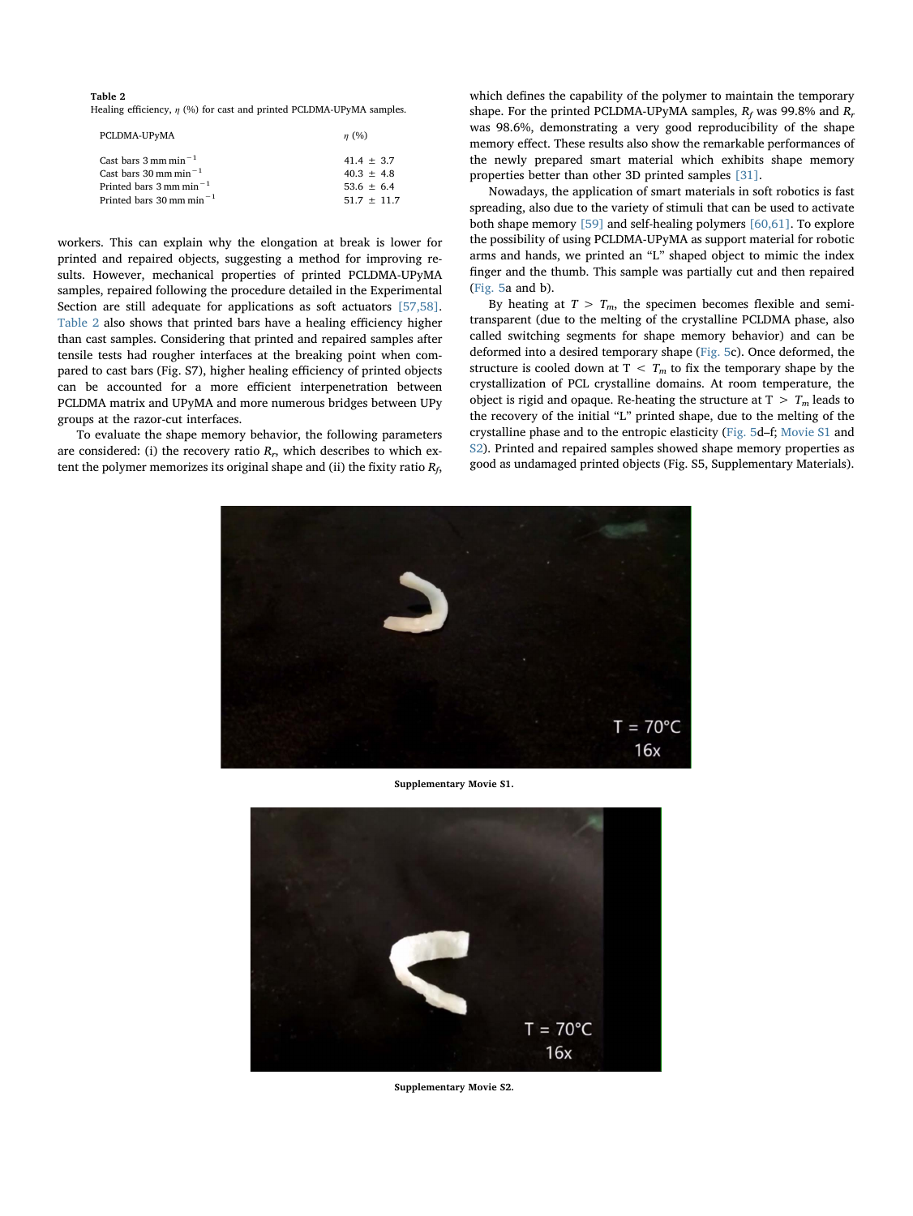**Table 2**
Healing efficiency, $\eta$ (%) for cast and printed PCLDMA-UPyMA samples.

| PCLDMA-UPyMA | $\eta$ (%) |
|---|---|
| Cast bars 3 mm min$^{-1}$ | 41.4 ± 3.7 |
| Cast bars 30 mm min$^{-1}$ | 40.3 ± 4.8 |
| Printed bars 3 mm min$^{-1}$ | 53.6 ± 6.4 |
| Printed bars 30 mm min$^{-1}$ | 51.7 ± 11.7 |

workers. This can explain why the elongation at break is lower for printed and repaired objects, suggesting a method for improving results. However, mechanical properties of printed PCLDMA-UPyMA samples, repaired following the procedure detailed in the Experimental Section are still adequate for applications as soft actuators [57,58]. Table 2 also shows that printed bars have a healing efficiency higher than cast samples. Considering that printed and repaired samples after tensile tests had rougher interfaces at the breaking point when compared to cast bars (Fig. S7), higher healing efficiency of printed objects can be accounted for a more efficient interpenetration between PCLDMA matrix and UPyMA and more numerous bridges between UPy groups at the razor-cut interfaces.

To evaluate the shape memory behavior, the following parameters are considered: (i) the recovery ratio $R_r$, which describes to which extent the polymer memorizes its original shape and (ii) the fixity ratio $R_f$, which defines the capability of the polymer to maintain the temporary shape. For the printed PCLDMA-UPyMA samples, $R_f$ was 99.8% and $R_r$ was 98.6%, demonstrating a very good reproducibility of the shape memory effect. These results also show the remarkable performances of the newly prepared smart material which exhibits shape memory properties better than other 3D printed samples [31].

Nowadays, the application of smart materials in soft robotics is fast spreading, also due to the variety of stimuli that can be used to activate both shape memory [59] and self-healing polymers [60,61]. To explore the possibility of using PCLDMA-UPyMA as support material for robotic arms and hands, we printed an "L" shaped object to mimic the index finger and the thumb. This sample was partially cut and then repaired (Fig. 5a and b).

By heating at $T > T_m$, the specimen becomes flexible and semi-transparent (due to the melting of the crystalline PCLDMA phase, also called switching segments for shape memory behavior) and can be deformed into a desired temporary shape (Fig. 5c). Once deformed, the structure is cooled down at $T < T_m$ to fix the temporary shape by the crystallization of PCL crystalline domains. At room temperature, the object is rigid and opaque. Re-heating the structure at $T > T_m$ leads to the recovery of the initial "L" printed shape, due to the melting of the crystalline phase and to the entropic elasticity (Fig. 5d–f; Movie S1 and S2). Printed and repaired samples showed shape memory properties as good as undamaged printed objects (Fig. S5, Supplementary Materials).

**Supplementary Movie S1.**

**Supplementary Movie S2.**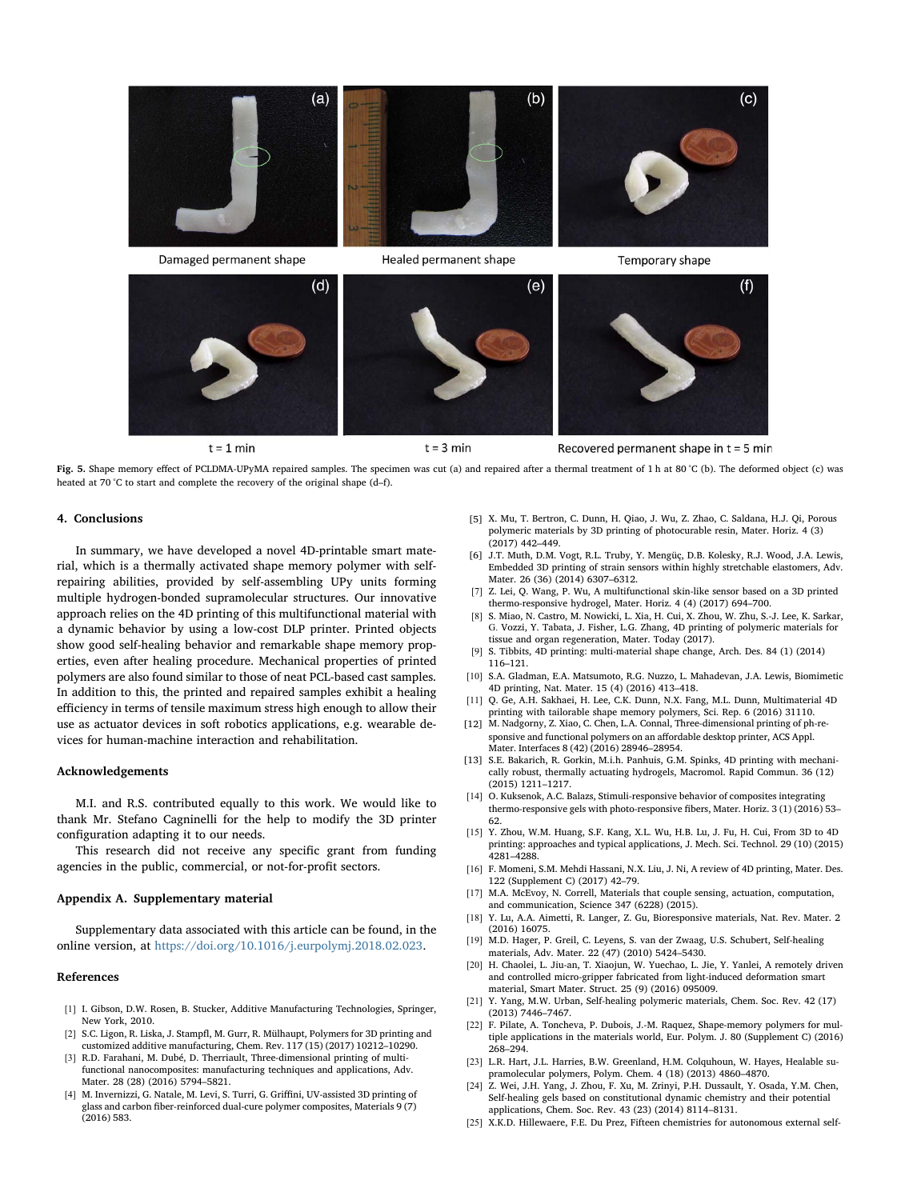Damaged permanent shape

Healed permanent shape

Temporary shape

t = 1 min

t = 3 min

Recovered permanent shape in t = 5 min

**Fig. 5.** Shape memory effect of PCLDMA-UPyMA repaired samples. The specimen was cut (a) and repaired after a thermal treatment of 1 h at 80 °C (b). The deformed object (c) was heated at 70 °C to start and complete the recovery of the original shape (d–f).

## 4. Conclusions

In summary, we have developed a novel 4D-printable smart material, which is a thermally activated shape memory polymer with self-repairing abilities, provided by self-assembling UPy units forming multiple hydrogen-bonded supramolecular structures. Our innovative approach relies on the 4D printing of this multifunctional material with a dynamic behavior by using a low-cost DLP printer. Printed objects show good self-healing behavior and remarkable shape memory properties, even after healing procedure. Mechanical properties of printed polymers are also found similar to those of neat PCL-based cast samples. In addition to this, the printed and repaired samples exhibit a healing efficiency in terms of tensile maximum stress high enough to allow their use as actuator devices in soft robotics applications, e.g. wearable devices for human-machine interaction and rehabilitation.

## Acknowledgements

M.I. and R.S. contributed equally to this work. We would like to thank Mr. Stefano Cagninelli for the help to modify the 3D printer configuration adapting it to our needs.

This research did not receive any specific grant from funding agencies in the public, commercial, or not-for-profit sectors.

## Appendix A. Supplementary material

Supplementary data associated with this article can be found, in the online version, at https://doi.org/10.1016/j.eurpolymj.2018.02.023.

## References

[1] I. Gibson, D.W. Rosen, B. Stucker, Additive Manufacturing Technologies, Springer, New York, 2010.

[2] S.C. Ligon, R. Liska, J. Stampfl, M. Gurr, R. Mülhaupt, Polymers for 3D printing and customized additive manufacturing, Chem. Rev. 117 (15) (2017) 10212–10290.

[3] R.D. Farahani, M. Dubé, D. Therriault, Three-dimensional printing of multifunctional nanocomposites: manufacturing techniques and applications, Adv. Mater. 28 (28) (2016) 5794–5821.

[4] M. Invernizzi, G. Natale, M. Levi, S. Turri, G. Griffini, UV-assisted 3D printing of glass and carbon fiber-reinforced dual-cure polymer composites, Materials 9 (7) (2016) 583.

[5] X. Mu, T. Bertron, C. Dunn, H. Qiao, J. Wu, Z. Zhao, C. Saldana, H.J. Qi, Porous polymeric materials by 3D printing of photocurable resin, Mater. Horiz. 4 (3) (2017) 442–449.

[6] J.T. Muth, D.M. Vogt, R.L. Truby, Y. Mengüç, D.B. Kolesky, R.J. Wood, J.A. Lewis, Embedded 3D printing of strain sensors within highly stretchable elastomers, Adv. Mater. 26 (36) (2014) 6307–6312.

[7] Z. Lei, Q. Wang, P. Wu, A multifunctional skin-like sensor based on a 3D printed thermo-responsive hydrogel, Mater. Horiz. 4 (4) (2017) 694–700.

[8] S. Miao, N. Castro, M. Nowicki, L. Xia, H. Cui, X. Zhou, W. Zhu, S.-J. Lee, K. Sarkar, G. Vozzi, Y. Tabata, J. Fisher, L.G. Zhang, 4D printing of polymeric materials for tissue and organ regeneration, Mater. Today (2017).

[9] S. Tibbits, 4D printing: multi-material shape change, Arch. Des. 84 (1) (2014) 116–121.

[10] S.A. Gladman, E.A. Matsumoto, R.G. Nuzzo, L. Mahadevan, J.A. Lewis, Biomimetic 4D printing, Nat. Mater. 15 (4) (2016) 413–418.

[11] Q. Ge, A.H. Sakhaei, H. Lee, C.K. Dunn, N.X. Fang, M.L. Dunn, Multimaterial 4D printing with tailorable shape memory polymers, Sci. Rep. 6 (2016) 31110.

[12] M. Nadgorny, Z. Xiao, C. Chen, L.A. Connal, Three-dimensional printing of ph-responsive and functional polymers on an affordable desktop printer, ACS Appl. Mater. Interfaces 8 (42) (2016) 28946–28954.

[13] S.E. Bakarich, R. Gorkin, M.i.h. Panhuis, G.M. Spinks, 4D printing with mechanically robust, thermally actuating hydrogels, Macromol. Rapid Commun. 36 (12) (2015) 1211–1217.

[14] O. Kuksenok, A.C. Balazs, Stimuli-responsive behavior of composites integrating thermo-responsive gels with photo-responsive fibers, Mater. Horiz. 3 (1) (2016) 53–62.

[15] Y. Zhou, W.M. Huang, S.F. Kang, X.L. Wu, H.B. Lu, J. Fu, H. Cui, From 3D to 4D printing: approaches and typical applications, J. Mech. Sci. Technol. 29 (10) (2015) 4281–4288.

[16] F. Momeni, S.M. Mehdi Hassani, N.X. Liu, J. Ni, A review of 4D printing, Mater. Des. 122 (Supplement C) (2017) 42–79.

[17] M.A. McEvoy, N. Correll, Materials that couple sensing, actuation, computation, and communication, Science 347 (6228) (2015).

[18] Y. Lu, A.A. Aimetti, R. Langer, Z. Gu, Bioresponsive materials, Nat. Rev. Mater. 2 (2016) 16075.

[19] M.D. Hager, P. Greil, C. Leyens, S. van der Zwaag, U.S. Schubert, Self-healing materials, Adv. Mater. 22 (47) (2010) 5424–5430.

[20] H. Chaolei, L. Jiu-an, T. Xiaojun, W. Yuechao, L. Jie, Y. Yanlei, A remotely driven and controlled micro-gripper fabricated from light-induced deformation smart material, Smart Mater. Struct. 25 (9) (2016) 095009.

[21] Y. Yang, M.W. Urban, Self-healing polymeric materials, Chem. Soc. Rev. 42 (17) (2013) 7446–7467.

[22] F. Pilate, A. Toncheva, P. Dubois, J.-M. Raquez, Shape-memory polymers for multiple applications in the materials world, Eur. Polym. J. 80 (Supplement C) (2016) 268–294.

[23] L.R. Hart, J.L. Harries, B.W. Greenland, H.M. Colquhoun, W. Hayes, Healable supramolecular polymers, Polym. Chem. 4 (18) (2013) 4860–4870.

[24] Z. Wei, J.H. Yang, J. Zhou, F. Xu, M. Zrinyi, P.H. Dussault, Y. Osada, Y.M. Chen, Self-healing gels based on constitutional dynamic chemistry and their potential applications, Chem. Soc. Rev. 43 (23) (2014) 8114–8131.

[25] X.K.D. Hillewaere, F.E. Du Prez, Fifteen chemistries for autonomous external self-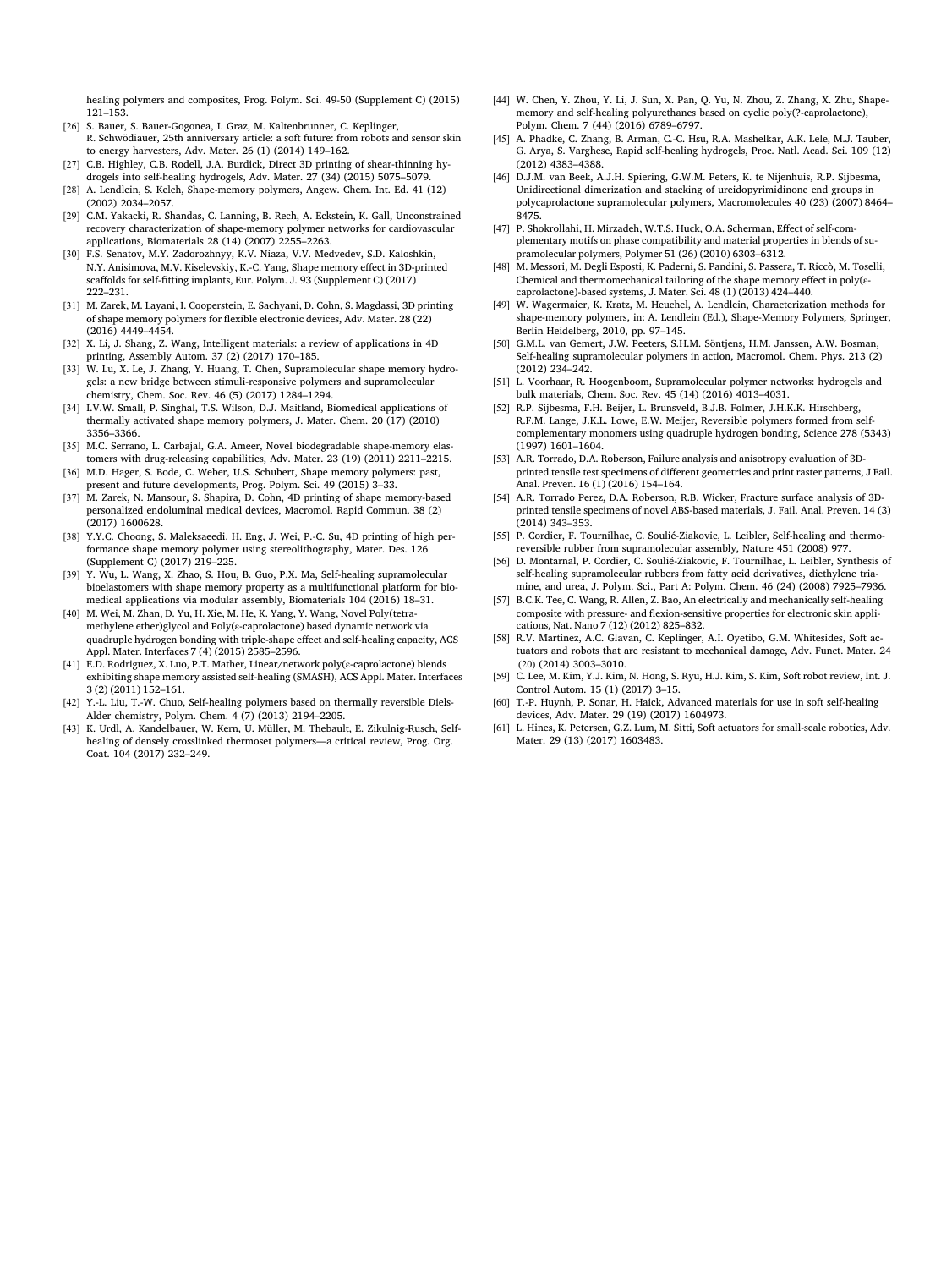healing polymers and composites, Prog. Polym. Sci. 49-50 (Supplement C) (2015) 121–153.

[26] S. Bauer, S. Bauer-Gogonea, I. Graz, M. Kaltenbrunner, C. Keplinger, R. Schwödiauer, 25th anniversary article: a soft future: from robots and sensor skin to energy harvesters, Adv. Mater. 26 (1) (2014) 149–162.

[27] C.B. Highley, C.B. Rodell, J.A. Burdick, Direct 3D printing of shear-thinning hydrogels into self-healing hydrogels, Adv. Mater. 27 (34) (2015) 5075–5079.

[28] A. Lendlein, S. Kelch, Shape-memory polymers, Angew. Chem. Int. Ed. 41 (12) (2002) 2034–2057.

[29] C.M. Yakacki, R. Shandas, C. Lanning, B. Rech, A. Eckstein, K. Gall, Unconstrained recovery characterization of shape-memory polymer networks for cardiovascular applications, Biomaterials 28 (14) (2007) 2255–2263.

[30] F.S. Senatov, M.Y. Zadorozhnyy, K.V. Niaza, V.V. Medvedev, S.D. Kaloshkin, N.Y. Anisimova, M.V. Kiselevskiy, K.-C. Yang, Shape memory effect in 3D-printed scaffolds for self-fitting implants, Eur. Polym. J. 93 (Supplement C) (2017) 222–231.

[31] M. Zarek, M. Layani, I. Cooperstein, E. Sachyani, D. Cohn, S. Magdassi, 3D printing of shape memory polymers for flexible electronic devices, Adv. Mater. 28 (22) (2016) 4449–4454.

[32] X. Li, J. Shang, Z. Wang, Intelligent materials: a review of applications in 4D printing, Assembly Autom. 37 (2) (2017) 170–185.

[33] W. Lu, X. Le, J. Zhang, Y. Huang, T. Chen, Supramolecular shape memory hydrogels: a new bridge between stimuli-responsive polymers and supramolecular chemistry, Chem. Soc. Rev. 46 (5) (2017) 1284–1294.

[34] I.V.W. Small, P. Singhal, T.S. Wilson, D.J. Maitland, Biomedical applications of thermally activated shape memory polymers, J. Mater. Chem. 20 (17) (2010) 3356–3366.

[35] M.C. Serrano, L. Carbajal, G.A. Ameer, Novel biodegradable shape-memory elastomers with drug-releasing capabilities, Adv. Mater. 23 (19) (2011) 2211–2215.

[36] M.D. Hager, S. Bode, C. Weber, U.S. Schubert, Shape memory polymers: past, present and future developments, Prog. Polym. Sci. 49 (2015) 3–33.

[37] M. Zarek, N. Mansour, S. Shapira, D. Cohn, 4D printing of shape memory-based personalized endoluminal medical devices, Macromol. Rapid Commun. 38 (2) (2017) 1600628.

[38] Y.Y.C. Choong, S. Maleksaeedi, H. Eng, J. Wei, P.-C. Su, 4D printing of high performance shape memory polymer using stereolithography, Mater. Des. 126 (Supplement C) (2017) 219–225.

[39] Y. Wu, L. Wang, X. Zhao, S. Hou, B. Guo, P.X. Ma, Self-healing supramolecular bioelastomers with shape memory property as a multifunctional platform for biomedical applications via modular assembly, Biomaterials 104 (2016) 18–31.

[40] M. Wei, M. Zhan, D. Yu, H. Xie, M. He, K. Yang, Y. Wang, Novel Poly(tetramethylene ether)glycol and Poly(ε-caprolactone) based dynamic network via quadruple hydrogen bonding with triple-shape effect and self-healing capacity, ACS Appl. Mater. Interfaces 7 (4) (2015) 2585–2596.

[41] E.D. Rodriguez, X. Luo, P.T. Mather, Linear/network poly(ε-caprolactone) blends exhibiting shape memory assisted self-healing (SMASH), ACS Appl. Mater. Interfaces 3 (2) (2011) 152–161.

[42] Y.-L. Liu, T.-W. Chuo, Self-healing polymers based on thermally reversible Diels-Alder chemistry, Polym. Chem. 4 (7) (2013) 2194–2205.

[43] K. Urdl, A. Kandelbauer, W. Kern, U. Müller, M. Thebault, E. Zikulnig-Rusch, Self-healing of densely crosslinked thermoset polymers—a critical review, Prog. Org. Coat. 104 (2017) 232–249.

[44] W. Chen, Y. Zhou, Y. Li, J. Sun, X. Pan, Q. Yu, N. Zhou, Z. Zhang, X. Zhu, Shape-memory and self-healing polyurethanes based on cyclic poly(?-caprolactone), Polym. Chem. 7 (44) (2016) 6789–6797.

[45] A. Phadke, C. Zhang, B. Arman, C.-C. Hsu, R.A. Mashelkar, A.K. Lele, M.J. Tauber, G. Arya, S. Varghese, Rapid self-healing hydrogels, Proc. Natl. Acad. Sci. 109 (12) (2012) 4383–4388.

[46] D.J.M. van Beek, A.J.H. Spiering, G.W.M. Peters, K. te Nijenhuis, R.P. Sijbesma, Unidirectional dimerization and stacking of ureidopyrimidinone end groups in polycaprolactone supramolecular polymers, Macromolecules 40 (23) (2007) 8464–8475.

[47] P. Shokrollahi, H. Mirzadeh, W.T.S. Huck, O.A. Scherman, Effect of self-complementary motifs on phase compatibility and material properties in blends of supramolecular polymers, Polymer 51 (26) (2010) 6303–6312.

[48] M. Messori, M. Degli Esposti, K. Paderni, S. Pandini, S. Passera, T. Riccò, M. Toselli, Chemical and thermomechanical tailoring of the shape memory effect in poly(ε-caprolactone)-based systems, J. Mater. Sci. 48 (1) (2013) 424–440.

[49] W. Wagermaier, K. Kratz, M. Heuchel, A. Lendlein, Characterization methods for shape-memory polymers, in: A. Lendlein (Ed.), Shape-Memory Polymers, Springer, Berlin Heidelberg, 2010, pp. 97–145.

[50] G.M.L. van Gemert, J.W. Peeters, S.H.M. Söntjens, H.M. Janssen, A.W. Bosman, Self-healing supramolecular polymers in action, Macromol. Chem. Phys. 213 (2) (2012) 234–242.

[51] L. Voorhaar, R. Hoogenboom, Supramolecular polymer networks: hydrogels and bulk materials, Chem. Soc. Rev. 45 (14) (2016) 4013–4031.

[52] R.P. Sijbesma, F.H. Beijer, L. Brunsveld, B.J.B. Folmer, J.H.K.K. Hirschberg, R.F.M. Lange, J.K.L. Lowe, E.W. Meijer, Reversible polymers formed from self-complementary monomers using quadruple hydrogen bonding, Science 278 (5343) (1997) 1601–1604.

[53] A.R. Torrado, D.A. Roberson, Failure analysis and anisotropy evaluation of 3D-printed tensile test specimens of different geometries and print raster patterns, J Fail. Anal. Preven. 16 (1) (2016) 154–164.

[54] A.R. Torrado Perez, D.A. Roberson, R.B. Wicker, Fracture surface analysis of 3D-printed tensile specimens of novel ABS-based materials, J. Fail. Anal. Preven. 14 (3) (2014) 343–353.

[55] P. Cordier, F. Tournilhac, C. Soulié-Ziakovic, L. Leibler, Self-healing and thermoreversible rubber from supramolecular assembly, Nature 451 (2008) 977.

[56] D. Montarnal, P. Cordier, C. Soulié-Ziakovic, F. Tournilhac, L. Leibler, Synthesis of self-healing supramolecular rubbers from fatty acid derivatives, diethylene triamine, and urea, J. Polym. Sci., Part A: Polym. Chem. 46 (24) (2008) 7925–7936.

[57] B.C.K. Tee, C. Wang, R. Allen, Z. Bao, An electrically and mechanically self-healing composite with pressure- and flexion-sensitive properties for electronic skin applications, Nat. Nano 7 (12) (2012) 825–832.

[58] R.V. Martinez, A.C. Glavan, C. Keplinger, A.I. Oyetibo, G.M. Whitesides, Soft actuators and robots that are resistant to mechanical damage, Adv. Funct. Mater. 24 (20) (2014) 3003–3010.

[59] C. Lee, M. Kim, Y.J. Kim, N. Hong, S. Ryu, H.J. Kim, S. Kim, Soft robot review, Int. J. Control Autom. 15 (1) (2017) 3–15.

[60] T.-P. Huynh, P. Sonar, H. Haick, Advanced materials for use in soft self-healing devices, Adv. Mater. 29 (19) (2017) 1604973.

[61] L. Hines, K. Petersen, G.Z. Lum, M. Sitti, Soft actuators for small-scale robotics, Adv. Mater. 29 (13) (2017) 1603483.